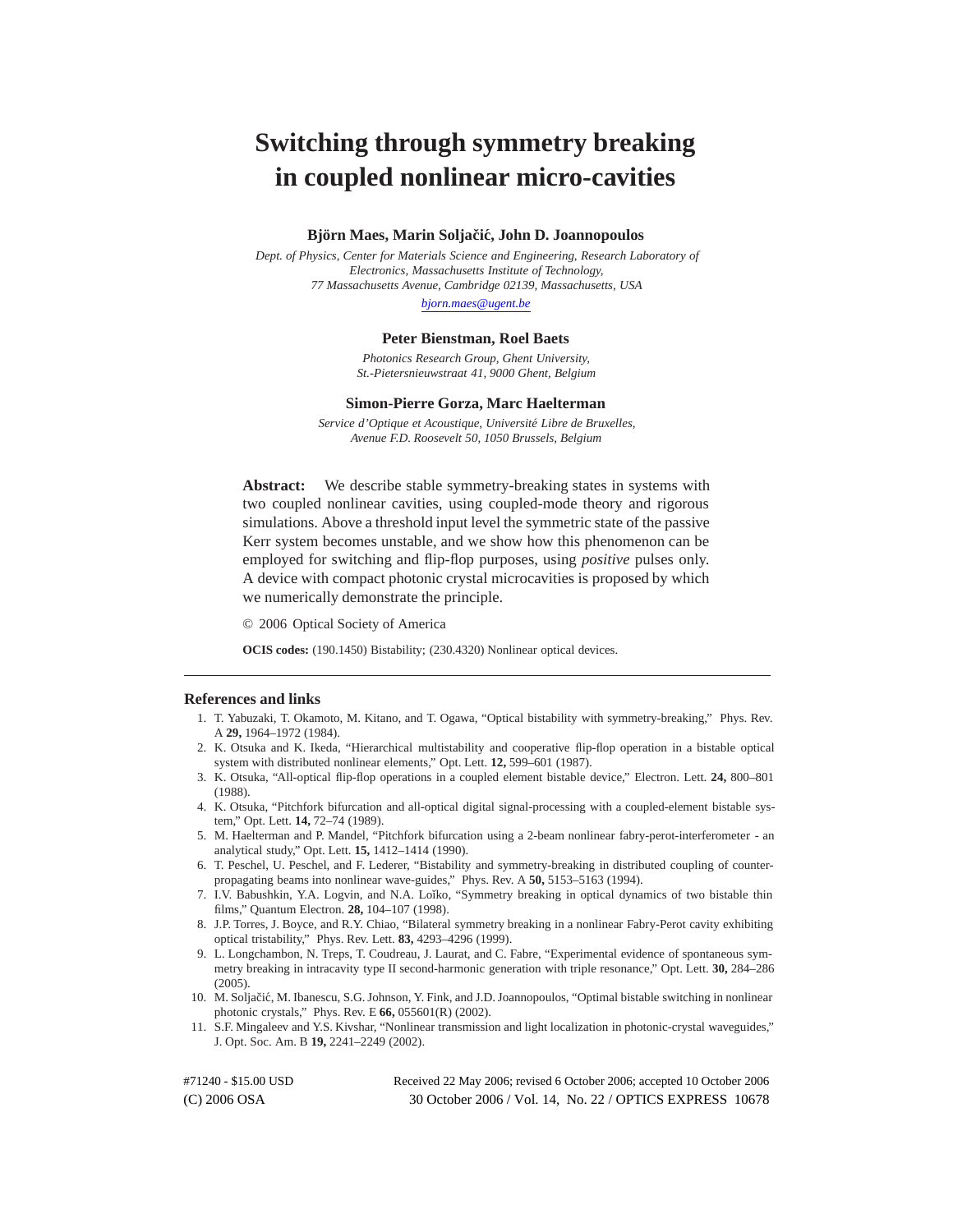# Switching through symmetry breaking in coupled nonlinear micro-cavities

**Björn Maes, Marin Soljačić, John D. Joannopoulos**

*Dept. of Physics, Center for Materials Science and Engineering, Research Laboratory of Electronics, Massachusetts Institute of Technology, 77 Massachusetts Avenue, Cambridge 02139, Massachusetts, USA*

*bjorn.maes@ugent.be*

**Peter Bienstman, Roel Baets**

*Photonics Research Group, Ghent University, St.-Pietersnieuwstraat 41, 9000 Ghent, Belgium*

**Simon-Pierre Gorza, Marc Haelterman**

*Service d'Optique et Acoustique, Université Libre de Bruxelles, Avenue F.D. Roosevelt 50, 1050 Brussels, Belgium*

**Abstract:** We describe stable symmetry-breaking states in systems with two coupled nonlinear cavities, using coupled-mode theory and rigorous simulations. Above a threshold input level the symmetric state of the passive Kerr system becomes unstable, and we show how this phenomenon can be employed for switching and flip-flop purposes, using *positive* pulses only. A device with compact photonic crystal microcavities is proposed by which we numerically demonstrate the principle.

© 2006 Optical Society of America

**OCIS codes:** (190.1450) Bistability; (230.4320) Nonlinear optical devices.

## References and links

1. T. Yabuzaki, T. Okamoto, M. Kitano, and T. Ogawa, "Optical bistability with symmetry-breaking," Phys. Rev. A **29,** 1964–1972 (1984).
2. K. Otsuka and K. Ikeda, "Hierarchical multistability and cooperative flip-flop operation in a bistable optical system with distributed nonlinear elements," Opt. Lett. **12,** 599–601 (1987).
3. K. Otsuka, "All-optical flip-flop operations in a coupled element bistable device," Electron. Lett. **24,** 800–801 (1988).
4. K. Otsuka, "Pitchfork bifurcation and all-optical digital signal-processing with a coupled-element bistable system," Opt. Lett. **14,** 72–74 (1989).
5. M. Haelterman and P. Mandel, "Pitchfork bifurcation using a 2-beam nonlinear fabry-perot-interferometer - an analytical study," Opt. Lett. **15,** 1412–1414 (1990).
6. T. Peschel, U. Peschel, and F. Lederer, "Bistability and symmetry-breaking in distributed coupling of counter-propagating beams into nonlinear wave-guides," Phys. Rev. A **50,** 5153–5163 (1994).
7. I.V. Babushkin, Y.A. Logvin, and N.A. Loĭko, "Symmetry breaking in optical dynamics of two bistable thin films," Quantum Electron. **28,** 104–107 (1998).
8. J.P. Torres, J. Boyce, and R.Y. Chiao, "Bilateral symmetry breaking in a nonlinear Fabry-Perot cavity exhibiting optical tristability," Phys. Rev. Lett. **83,** 4293–4296 (1999).
9. L. Longchambon, N. Treps, T. Coudreau, J. Laurat, and C. Fabre, "Experimental evidence of spontaneous symmetry breaking in intracavity type II second-harmonic generation with triple resonance," Opt. Lett. **30,** 284–286 (2005).
10. M. Soljačić, M. Ibanescu, S.G. Johnson, Y. Fink, and J.D. Joannopoulos, "Optimal bistable switching in nonlinear photonic crystals," Phys. Rev. E **66,** 055601(R) (2002).
11. S.F. Mingaleev and Y.S. Kivshar, "Nonlinear transmission and light localization in photonic-crystal waveguides," J. Opt. Soc. Am. B **19,** 2241–2249 (2002).

#71240 - $15.00 USD Received 22 May 2006; revised 6 October 2006; accepted 10 October 2006
(C) 2006 OSA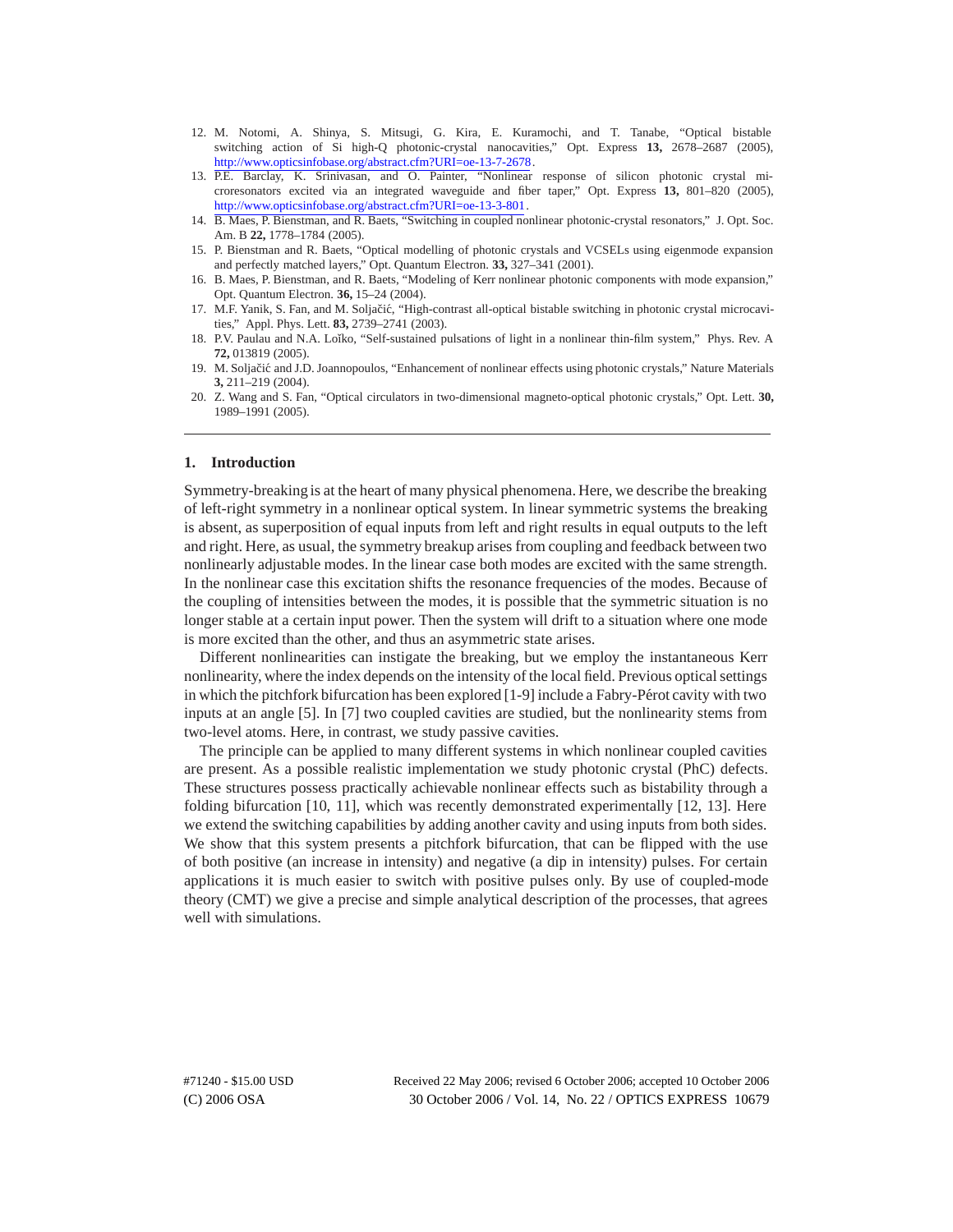12. M. Notomi, A. Shinya, S. Mitsugi, G. Kira, E. Kuramochi, and T. Tanabe, "Optical bistable switching action of Si high-Q photonic-crystal nanocavities," Opt. Express **13,** 2678–2687 (2005), http://www.opticsinfobase.org/abstract.cfm?URI=oe-13-7-2678.
13. P.E. Barclay, K. Srinivasan, and O. Painter, "Nonlinear response of silicon photonic crystal microresonators excited via an integrated waveguide and fiber taper," Opt. Express **13,** 801–820 (2005), http://www.opticsinfobase.org/abstract.cfm?URI=oe-13-3-801.
14. B. Maes, P. Bienstman, and R. Baets, "Switching in coupled nonlinear photonic-crystal resonators," J. Opt. Soc. Am. B **22,** 1778–1784 (2005).
15. P. Bienstman and R. Baets, "Optical modelling of photonic crystals and VCSELs using eigenmode expansion and perfectly matched layers," Opt. Quantum Electron. **33,** 327–341 (2001).
16. B. Maes, P. Bienstman, and R. Baets, "Modeling of Kerr nonlinear photonic components with mode expansion," Opt. Quantum Electron. **36,** 15–24 (2004).
17. M.F. Yanik, S. Fan, and M. Soljačić, "High-contrast all-optical bistable switching in photonic crystal microcavities," Appl. Phys. Lett. **83,** 2739–2741 (2003).
18. P.V. Paulau and N.A. Loĭko, "Self-sustained pulsations of light in a nonlinear thin-film system," Phys. Rev. A **72,** 013819 (2005).
19. M. Soljačić and J.D. Joannopoulos, "Enhancement of nonlinear effects using photonic crystals," Nature Materials **3,** 211–219 (2004).
20. Z. Wang and S. Fan, "Optical circulators in two-dimensional magneto-optical photonic crystals," Opt. Lett. **30,** 1989–1991 (2005).

## 1. Introduction

Symmetry-breaking is at the heart of many physical phenomena. Here, we describe the breaking of left-right symmetry in a nonlinear optical system. In linear symmetric systems the breaking is absent, as superposition of equal inputs from left and right results in equal outputs to the left and right. Here, as usual, the symmetry breakup arises from coupling and feedback between two nonlinearly adjustable modes. In the linear case both modes are excited with the same strength. In the nonlinear case this excitation shifts the resonance frequencies of the modes. Because of the coupling of intensities between the modes, it is possible that the symmetric situation is no longer stable at a certain input power. Then the system will drift to a situation where one mode is more excited than the other, and thus an asymmetric state arises.

Different nonlinearities can instigate the breaking, but we employ the instantaneous Kerr nonlinearity, where the index depends on the intensity of the local field. Previous optical settings in which the pitchfork bifurcation has been explored [1-9] include a Fabry-Pérot cavity with two inputs at an angle [5]. In [7] two coupled cavities are studied, but the nonlinearity stems from two-level atoms. Here, in contrast, we study passive cavities.

The principle can be applied to many different systems in which nonlinear coupled cavities are present. As a possible realistic implementation we study photonic crystal (PhC) defects. These structures possess practically achievable nonlinear effects such as bistability through a folding bifurcation [10, 11], which was recently demonstrated experimentally [12, 13]. Here we extend the switching capabilities by adding another cavity and using inputs from both sides. We show that this system presents a pitchfork bifurcation, that can be flipped with the use of both positive (an increase in intensity) and negative (a dip in intensity) pulses. For certain applications it is much easier to switch with positive pulses only. By use of coupled-mode theory (CMT) we give a precise and simple analytical description of the processes, that agrees well with simulations.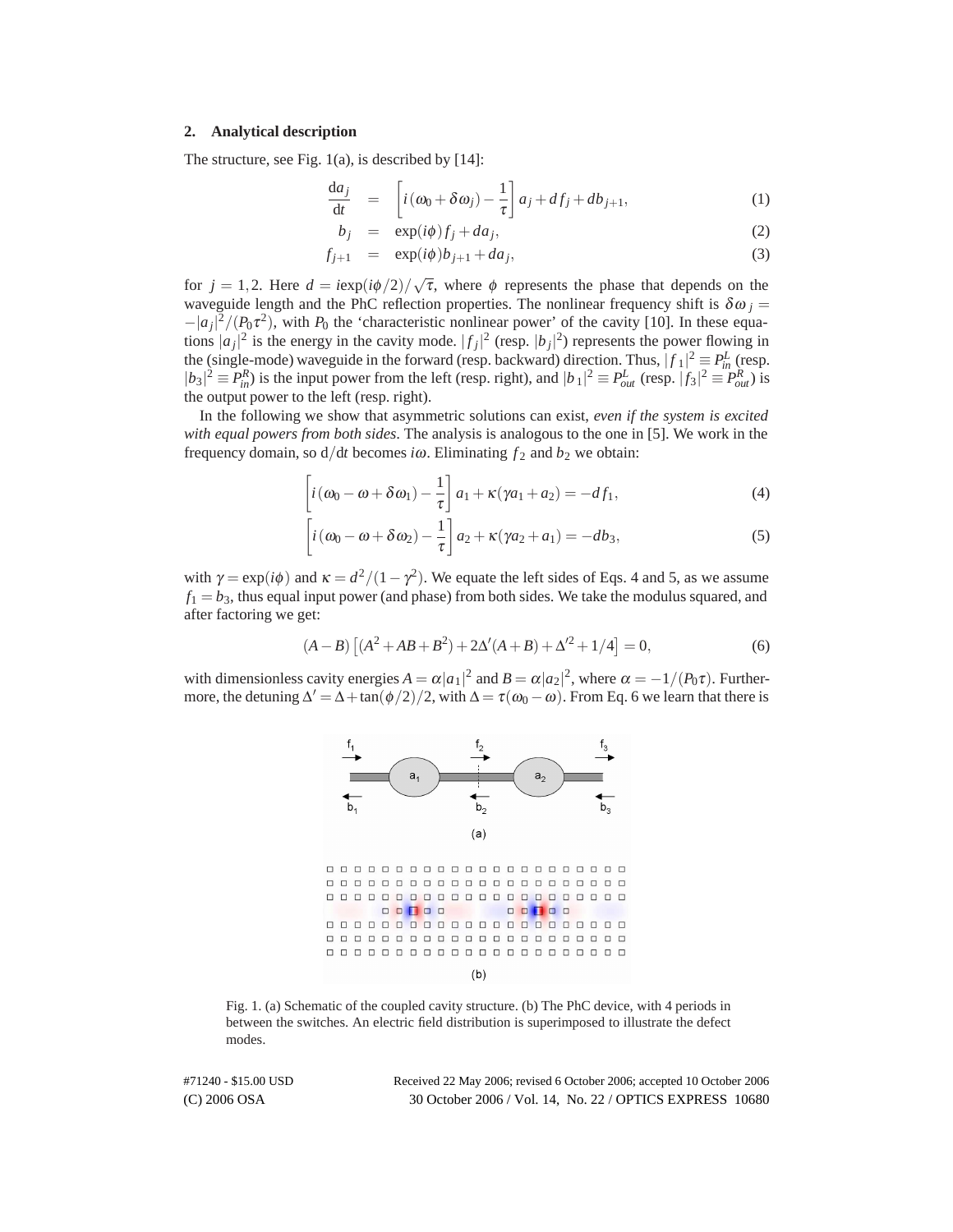## 2. Analytical description

The structure, see Fig. 1(a), is described by [14]:

$$
\begin{aligned}
\frac{\mathrm{d}a_j}{\mathrm{d}t} &= \left[i(\omega_0 + \delta\omega_j) - \frac{1}{\tau}\right] a_j + d f_j + d b_{j+1}, &(1)\\
b_j &= \exp(i\phi) f_j + d a_j, &(2)\\
f_{j+1} &= \exp(i\phi) b_{j+1} + d a_j, &(3)
\end{aligned}
$$

for $j = 1, 2$. Here $d = i\exp(i\phi/2)/\sqrt{\tau}$, where $\phi$ represents the phase that depends on the waveguide length and the PhC reflection properties. The nonlinear frequency shift is $\delta\omega_j = -|a_j|^2/(P_0\tau^2)$, with $P_0$ the 'characteristic nonlinear power' of the cavity [10]. In these equations $|a_j|^2$ is the energy in the cavity mode. $|f_j|^2$ (resp. $|b_j|^2$) represents the power flowing in the (single-mode) waveguide in the forward (resp. backward) direction. Thus, $|f_1|^2 \equiv P_{in}^L$ (resp. $|b_3|^2 \equiv P_{in}^R$) is the input power from the left (resp. right), and $|b_1|^2 \equiv P_{out}^L$ (resp. $|f_3|^2 \equiv P_{out}^R$) is the output power to the left (resp. right).

In the following we show that asymmetric solutions can exist, *even if the system is excited with equal powers from both sides*. The analysis is analogous to the one in [5]. We work in the frequency domain, so $\mathrm{d}/\mathrm{d}t$ becomes $i\omega$. Eliminating $f_2$ and $b_2$ we obtain:

$$
\left[i(\omega_0 - \omega + \delta\omega_1) - \frac{1}{\tau}\right] a_1 + \kappa(\gamma a_1 + a_2) = -d f_1, \tag{4}
$$

$$
\left[i(\omega_0 - \omega + \delta\omega_2) - \frac{1}{\tau}\right] a_2 + \kappa(\gamma a_2 + a_1) = -d b_3, \tag{5}
$$

with $\gamma = \exp(i\phi)$ and $\kappa = d^2/(1-\gamma^2)$. We equate the left sides of Eqs. 4 and 5, as we assume $f_1 = b_3$, thus equal input power (and phase) from both sides. We take the modulus squared, and after factoring we get:

$$
(A - B)\left[(A^2 + AB + B^2) + 2\Delta'(A + B) + \Delta'^2 + 1/4\right] = 0, \tag{6}
$$

with dimensionless cavity energies $A = \alpha|a_1|^2$ and $B = \alpha|a_2|^2$, where $\alpha = -1/(P_0\tau)$. Furthermore, the detuning $\Delta' = \Delta + \tan(\phi/2)/2$, with $\Delta = \tau(\omega_0 - \omega)$. From Eq. 6 we learn that there is

Fig. 1. (a) Schematic of the coupled cavity structure. (b) The PhC device, with 4 periods in between the switches. An electric field distribution is superimposed to illustrate the defect modes.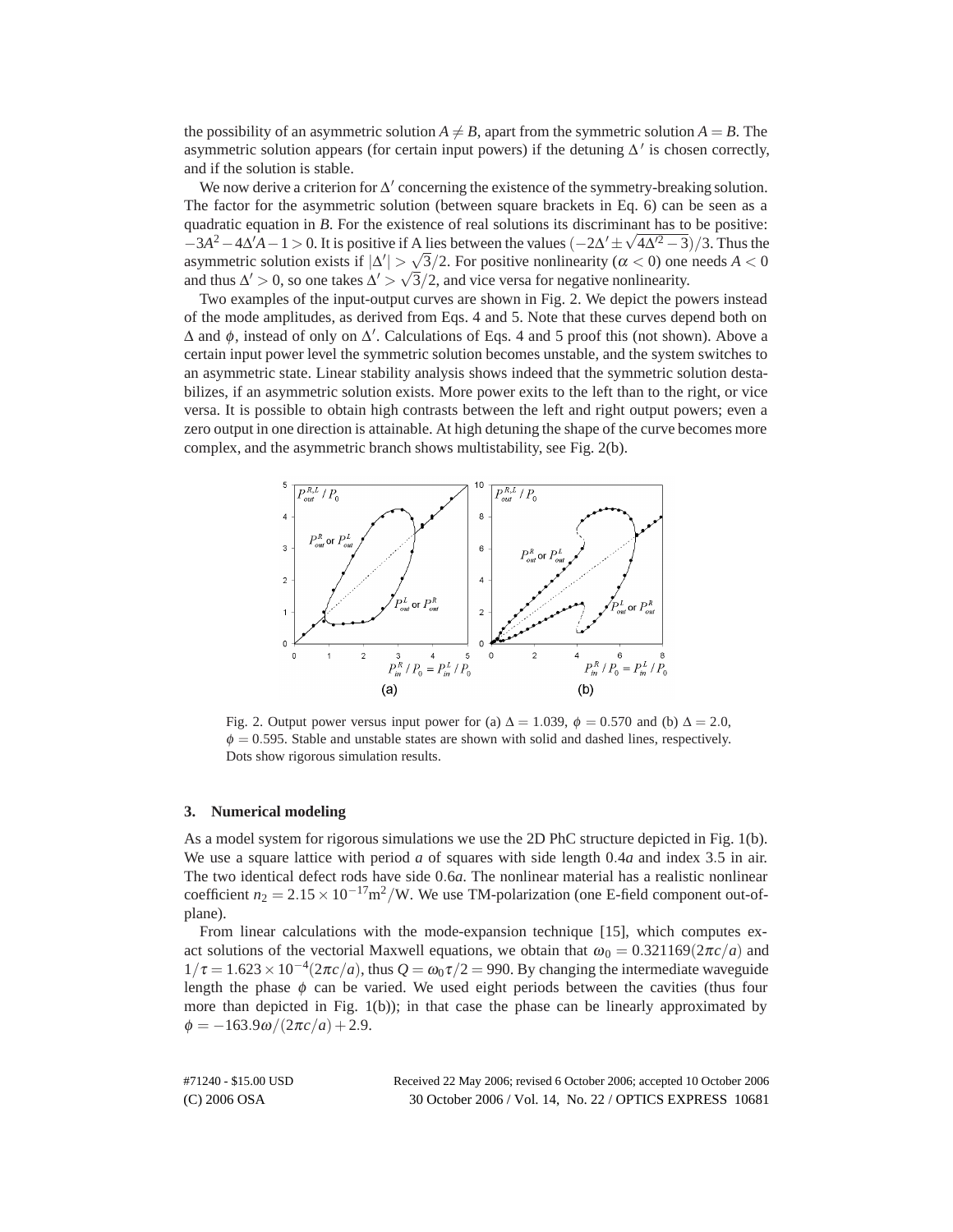the possibility of an asymmetric solution $A \neq B$, apart from the symmetric solution $A = B$. The asymmetric solution appears (for certain input powers) if the detuning $\Delta'$ is chosen correctly, and if the solution is stable.

We now derive a criterion for $\Delta'$ concerning the existence of the symmetry-breaking solution. The factor for the asymmetric solution (between square brackets in Eq. 6) can be seen as a quadratic equation in $B$. For the existence of real solutions its discriminant has to be positive: $-3A^2 - 4\Delta' A - 1 > 0$. It is positive if A lies between the values $(-2\Delta' \pm \sqrt{4\Delta'^2 - 3})/3$. Thus the asymmetric solution exists if $|\Delta'| > \sqrt{3}/2$. For positive nonlinearity ($\alpha < 0$) one needs $A < 0$ and thus $\Delta' > 0$, so one takes $\Delta' > \sqrt{3}/2$, and vice versa for negative nonlinearity.

Two examples of the input-output curves are shown in Fig. 2. We depict the powers instead of the mode amplitudes, as derived from Eqs. 4 and 5. Note that these curves depend both on $\Delta$ and $\phi$, instead of only on $\Delta'$. Calculations of Eqs. 4 and 5 proof this (not shown). Above a certain input power level the symmetric solution becomes unstable, and the system switches to an asymmetric state. Linear stability analysis shows indeed that the symmetric solution destabilizes, if an asymmetric solution exists. More power exits to the left than to the right, or vice versa. It is possible to obtain high contrasts between the left and right output powers; even a zero output in one direction is attainable. At high detuning the shape of the curve becomes more complex, and the asymmetric branch shows multistability, see Fig. 2(b).

Fig. 2. Output power versus input power for (a) $\Delta = 1.039$, $\phi = 0.570$ and (b) $\Delta = 2.0$, $\phi = 0.595$. Stable and unstable states are shown with solid and dashed lines, respectively. Dots show rigorous simulation results.

## 3. Numerical modeling

As a model system for rigorous simulations we use the 2D PhC structure depicted in Fig. 1(b). We use a square lattice with period $a$ of squares with side length $0.4a$ and index 3.5 in air. The two identical defect rods have side $0.6a$. The nonlinear material has a realistic nonlinear coefficient $n_2 = 2.15 \times 10^{-17}\text{m}^2/\text{W}$. We use TM-polarization (one E-field component out-of-plane).

From linear calculations with the mode-expansion technique [15], which computes exact solutions of the vectorial Maxwell equations, we obtain that $\omega_0 = 0.321169(2\pi c/a)$ and $1/\tau = 1.623 \times 10^{-4}(2\pi c/a)$, thus $Q = \omega_0 \tau/2 = 990$. By changing the intermediate waveguide length the phase $\phi$ can be varied. We used eight periods between the cavities (thus four more than depicted in Fig. 1(b)); in that case the phase can be linearly approximated by $\phi = -163.9\omega/(2\pi c/a) + 2.9$.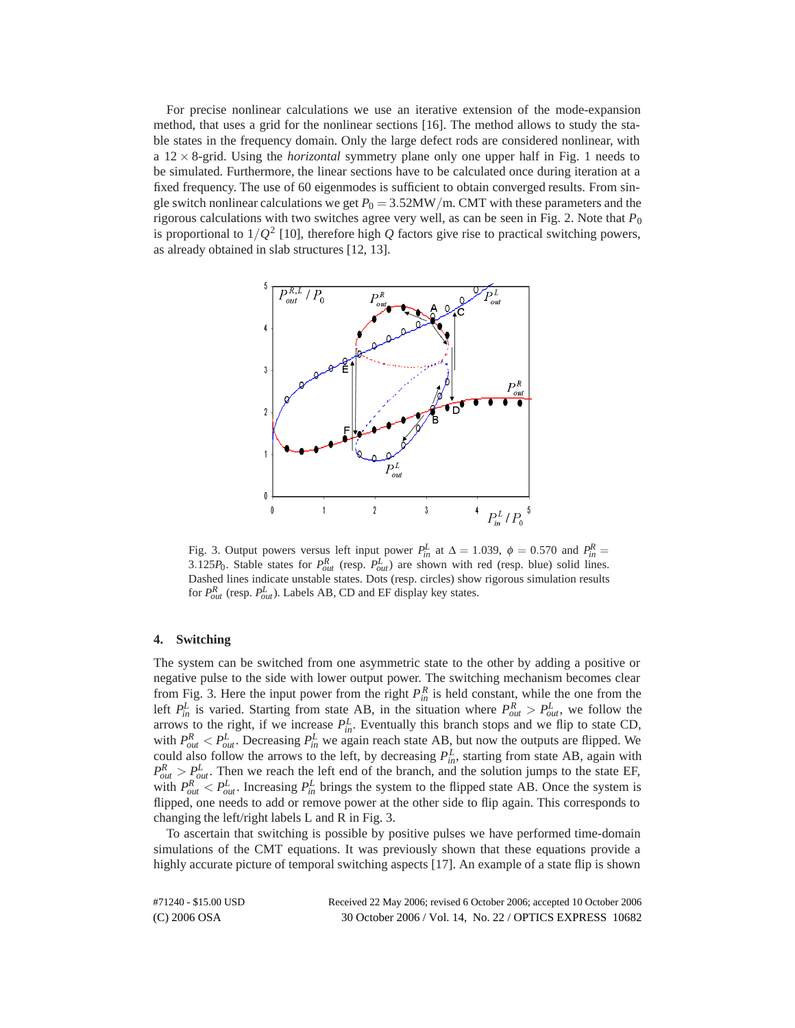For precise nonlinear calculations we use an iterative extension of the mode-expansion method, that uses a grid for the nonlinear sections [16]. The method allows to study the stable states in the frequency domain. Only the large defect rods are considered nonlinear, with a $12 \times 8$-grid. Using the *horizontal* symmetry plane only one upper half in Fig. 1 needs to be simulated. Furthermore, the linear sections have to be calculated once during iteration at a fixed frequency. The use of 60 eigenmodes is sufficient to obtain converged results. From single switch nonlinear calculations we get $P_0 = 3.52\mathrm{MW/m}$. CMT with these parameters and the rigorous calculations with two switches agree very well, as can be seen in Fig. 2. Note that $P_0$ is proportional to $1/Q^2$ [10], therefore high $Q$ factors give rise to practical switching powers, as already obtained in slab structures [12, 13].

Fig. 3. Output powers versus left input power $P_{in}^L$ at $\Delta = 1.039$, $\phi = 0.570$ and $P_{in}^R = 3.125P_0$. Stable states for $P_{out}^R$ (resp. $P_{out}^L$) are shown with red (resp. blue) solid lines. Dashed lines indicate unstable states. Dots (resp. circles) show rigorous simulation results for $P_{out}^R$ (resp. $P_{out}^L$). Labels AB, CD and EF display key states.

## 4. Switching

The system can be switched from one asymmetric state to the other by adding a positive or negative pulse to the side with lower output power. The switching mechanism becomes clear from Fig. 3. Here the input power from the right $P_{in}^R$ is held constant, while the one from the left $P_{in}^L$ is varied. Starting from state AB, in the situation where $P_{out}^R > P_{out}^L$, we follow the arrows to the right, if we increase $P_{in}^L$. Eventually this branch stops and we flip to state CD, with $P_{out}^R < P_{out}^L$. Decreasing $P_{in}^L$ we again reach state AB, but now the outputs are flipped. We could also follow the arrows to the left, by decreasing $P_{in}^L$, starting from state AB, again with $P_{out}^R > P_{out}^L$. Then we reach the left end of the branch, and the solution jumps to the state EF, with $P_{out}^R < P_{out}^L$. Increasing $P_{in}^L$ brings the system to the flipped state AB. Once the system is flipped, one needs to add or remove power at the other side to flip again. This corresponds to changing the left/right labels L and R in Fig. 3.

To ascertain that switching is possible by positive pulses we have performed time-domain simulations of the CMT equations. It was previously shown that these equations provide a highly accurate picture of temporal switching aspects [17]. An example of a state flip is shown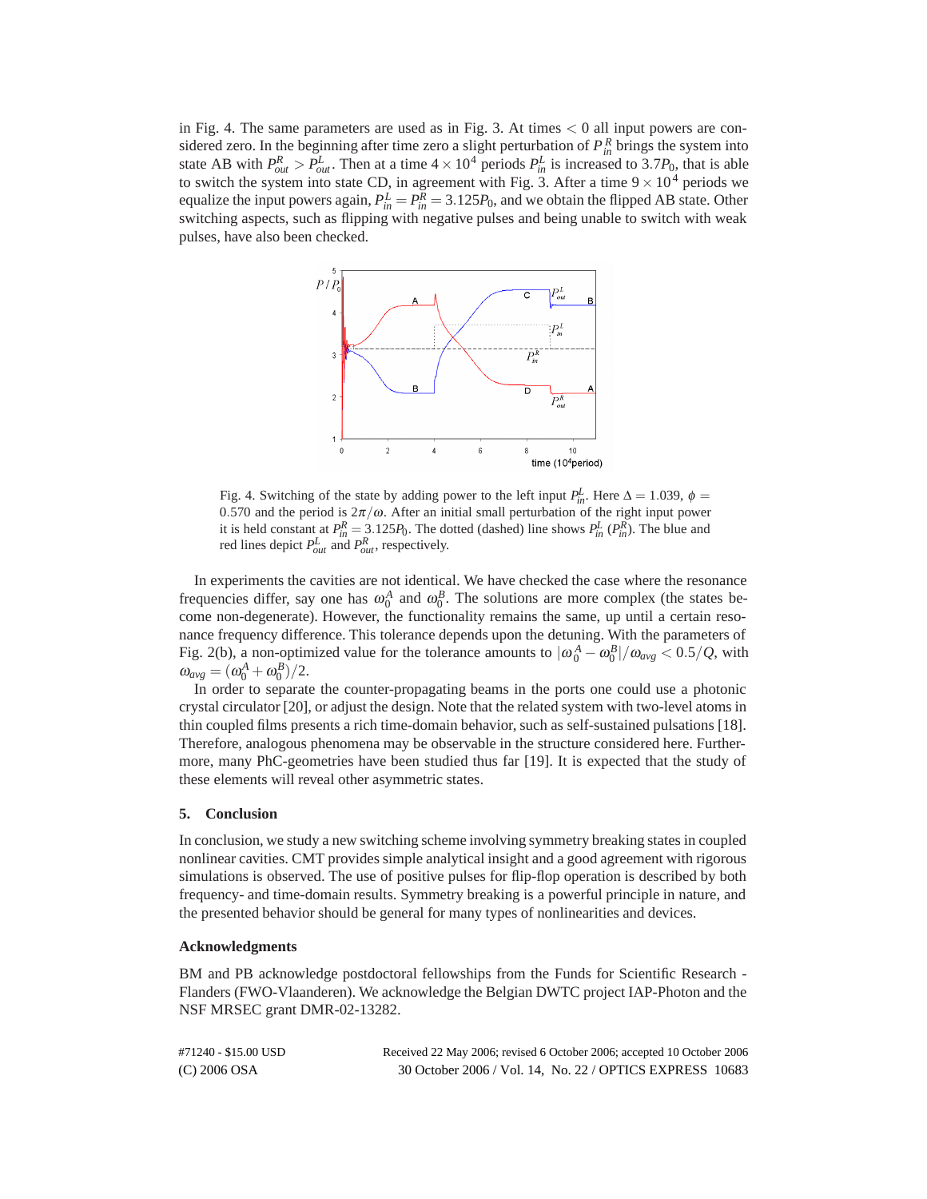in Fig. 4. The same parameters are used as in Fig. 3. At times $< 0$ all input powers are considered zero. In the beginning after time zero a slight perturbation of $P^R_{in}$ brings the system into state AB with $P^R_{out} > P^L_{out}$. Then at a time $4 \times 10^4$ periods $P^L_{in}$ is increased to $3.7P_0$, that is able to switch the system into state CD, in agreement with Fig. 3. After a time $9 \times 10^4$ periods we equalize the input powers again, $P^L_{in} = P^R_{in} = 3.125P_0$, and we obtain the flipped AB state. Other switching aspects, such as flipping with negative pulses and being unable to switch with weak pulses, have also been checked.

$P/P_0$

5
4
3
2
1

A
B
C
D
B
A

$P^L_{out}$
$P^L_{in}$
$P^R_{in}$
$P^R_{out}$

0
2
4
6
8
10

time ($10^4$period)

Fig. 4. Switching of the state by adding power to the left input $P^L_{in}$. Here $\Delta = 1.039$, $\phi = 0.570$ and the period is $2\pi/\omega$. After an initial small perturbation of the right input power it is held constant at $P^R_{in} = 3.125P_0$. The dotted (dashed) line shows $P^L_{in}$ ($P^R_{in}$). The blue and red lines depict $P^L_{out}$ and $P^R_{out}$, respectively.

In experiments the cavities are not identical. We have checked the case where the resonance frequencies differ, say one has $\omega^A_0$ and $\omega^B_0$. The solutions are more complex (the states become non-degenerate). However, the functionality remains the same, up until a certain resonance frequency difference. This tolerance depends upon the detuning. With the parameters of Fig. 2(b), a non-optimized value for the tolerance amounts to $|\omega^A_0 - \omega^B_0|/\omega_{avg} < 0.5/Q$, with $\omega_{avg} = (\omega^A_0 + \omega^B_0)/2$.

In order to separate the counter-propagating beams in the ports one could use a photonic crystal circulator [20], or adjust the design. Note that the related system with two-level atoms in thin coupled films presents a rich time-domain behavior, such as self-sustained pulsations [18]. Therefore, analogous phenomena may be observable in the structure considered here. Furthermore, many PhC-geometries have been studied thus far [19]. It is expected that the study of these elements will reveal other asymmetric states.

## 5. Conclusion

In conclusion, we study a new switching scheme involving symmetry breaking states in coupled nonlinear cavities. CMT provides simple analytical insight and a good agreement with rigorous simulations is observed. The use of positive pulses for flip-flop operation is described by both frequency- and time-domain results. Symmetry breaking is a powerful principle in nature, and the presented behavior should be general for many types of nonlinearities and devices.

## Acknowledgments

BM and PB acknowledge postdoctoral fellowships from the Funds for Scientific Research - Flanders (FWO-Vlaanderen). We acknowledge the Belgian DWTC project IAP-Photon and the NSF MRSEC grant DMR-02-13282.